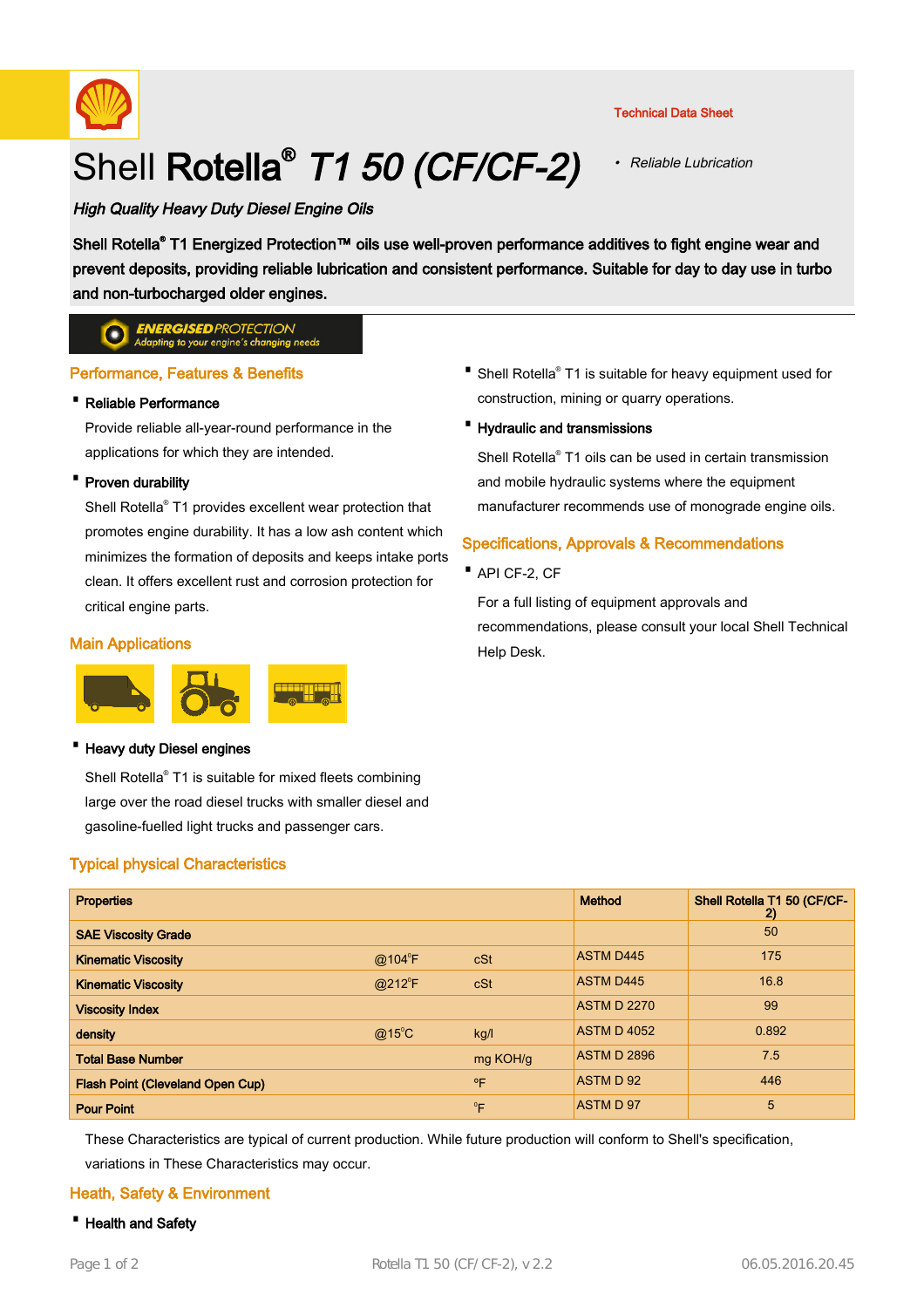Technical Data Sheet

# Shell **Rotella®** *T1 50 (CF/CF-2)*

- *Reliable Lubrication*

***High Quality Heavy Duty Diesel Engine Oils***

**Shell Rotella® T1 Energized Protection™ oils use well-proven performance additives to fight engine wear and prevent deposits, providing reliable lubrication and consistent performance. Suitable for day to day use in turbo and non-turbocharged older engines.**

***ENERGISED** PROTECTION*
*Adapting to your engine's changing needs*

## Performance, Features & Benefits

- **Reliable Performance**

  Provide reliable all-year-round performance in the applications for which they are intended.

- **Proven durability**

  Shell Rotella® T1 provides excellent wear protection that promotes engine durability. It has a low ash content which minimizes the formation of deposits and keeps intake ports clean. It offers excellent rust and corrosion protection for critical engine parts.

## Main Applications

- **Heavy duty Diesel engines**

  Shell Rotella® T1 is suitable for mixed fleets combining large over the road diesel trucks with smaller diesel and gasoline-fuelled light trucks and passenger cars.

- Shell Rotella® T1 is suitable for heavy equipment used for construction, mining or quarry operations.

- **Hydraulic and transmissions**

  Shell Rotella® T1 oils can be used in certain transmission and mobile hydraulic systems where the equipment manufacturer recommends use of monograde engine oils.

## Specifications, Approvals & Recommendations

- API CF-2, CF

  For a full listing of equipment approvals and recommendations, please consult your local Shell Technical Help Desk.

## Typical physical Characteristics

| Properties | | | Method | Shell Rotella T1 50 (CF/CF-2) |
|---|---|---|---|---|
| SAE Viscosity Grade | | | | 50 |
| Kinematic Viscosity | @104°F | cSt | ASTM D445 | 175 |
| Kinematic Viscosity | @212°F | cSt | ASTM D445 | 16.8 |
| Viscosity Index | | | ASTM D 2270 | 99 |
| density | @15°C | kg/l | ASTM D 4052 | 0.892 |
| Total Base Number | | mg KOH/g | ASTM D 2896 | 7.5 |
| Flash Point (Cleveland Open Cup) | | °F | ASTM D 92 | 446 |
| Pour Point | | °F | ASTM D 97 | 5 |

These Characteristics are typical of current production. While future production will conform to Shell's specification, variations in These Characteristics may occur.

## Heath, Safety & Environment

- **Health and Safety**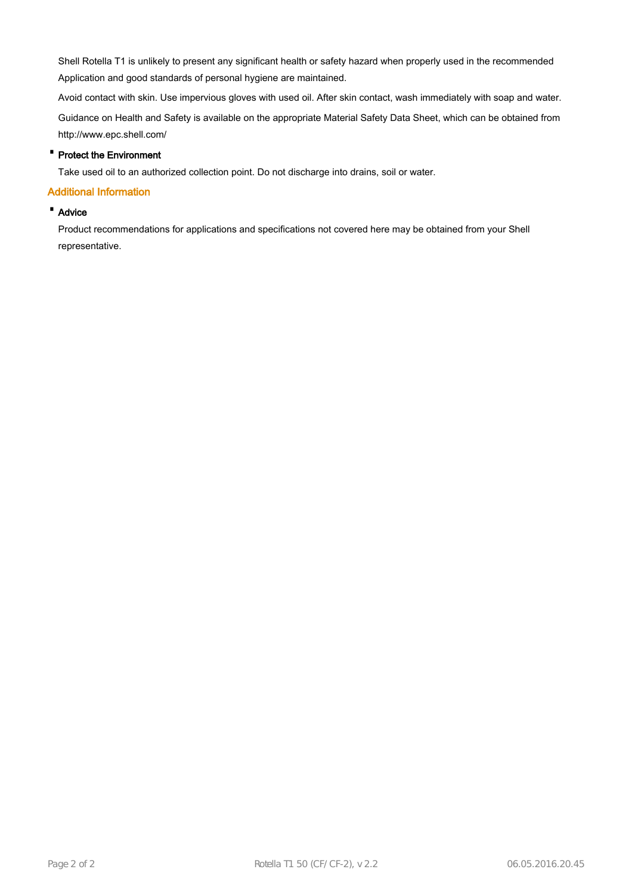Shell Rotella T1 is unlikely to present any significant health or safety hazard when properly used in the recommended Application and good standards of personal hygiene are maintained.

Avoid contact with skin. Use impervious gloves with used oil. After skin contact, wash immediately with soap and water.

Guidance on Health and Safety is available on the appropriate Material Safety Data Sheet, which can be obtained from http://www.epc.shell.com/

- **Protect the Environment**

Take used oil to an authorized collection point. Do not discharge into drains, soil or water.

## Additional Information

- **Advice**

Product recommendations for applications and specifications not covered here may be obtained from your Shell representative.